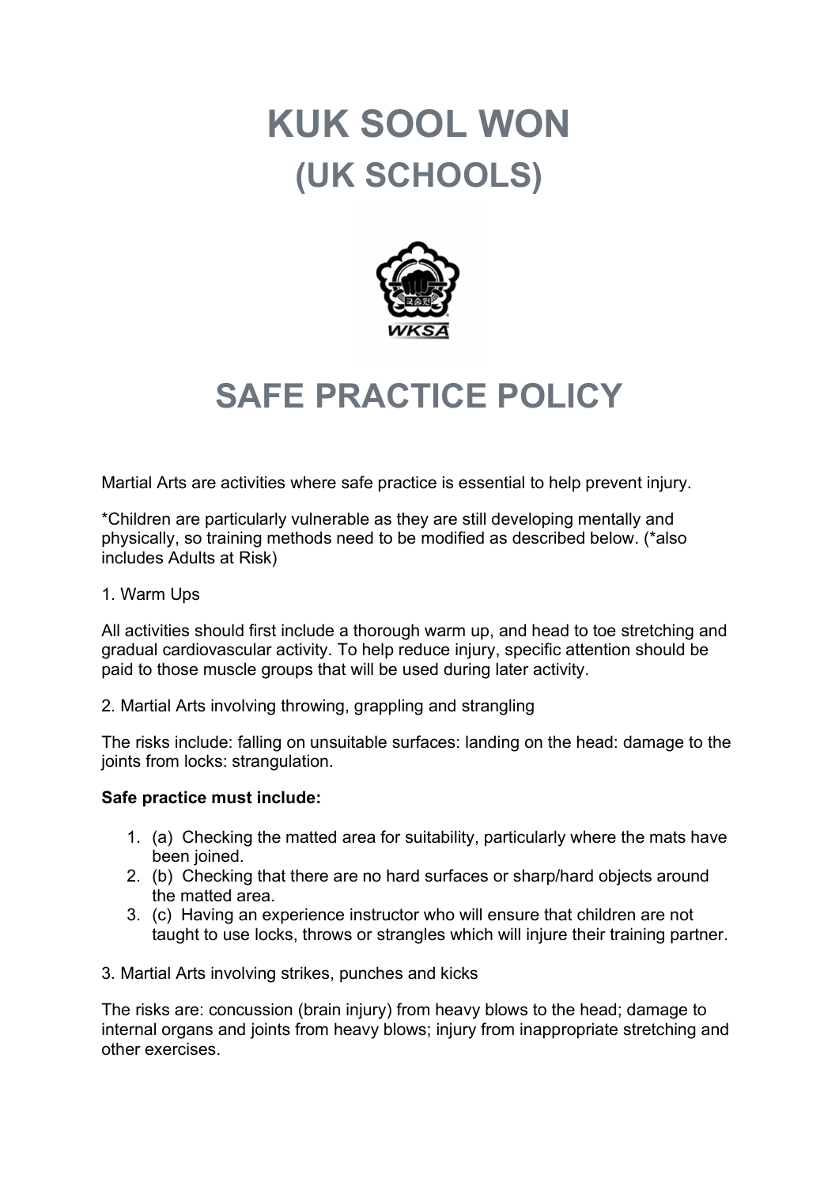# KUK SOOL WON
## (UK SCHOOLS)

# SAFE PRACTICE POLICY

Martial Arts are activities where safe practice is essential to help prevent injury.

*Children are particularly vulnerable as they are still developing mentally and physically, so training methods need to be modified as described below. (*also includes Adults at Risk)

1. Warm Ups

All activities should first include a thorough warm up, and head to toe stretching and gradual cardiovascular activity. To help reduce injury, specific attention should be paid to those muscle groups that will be used during later activity.

2. Martial Arts involving throwing, grappling and strangling

The risks include: falling on unsuitable surfaces: landing on the head: damage to the joints from locks: strangulation.

**Safe practice must include:**

1. (a) Checking the matted area for suitability, particularly where the mats have been joined.
2. (b) Checking that there are no hard surfaces or sharp/hard objects around the matted area.
3. (c) Having an experience instructor who will ensure that children are not taught to use locks, throws or strangles which will injure their training partner.

3. Martial Arts involving strikes, punches and kicks

The risks are: concussion (brain injury) from heavy blows to the head; damage to internal organs and joints from heavy blows; injury from inappropriate stretching and other exercises.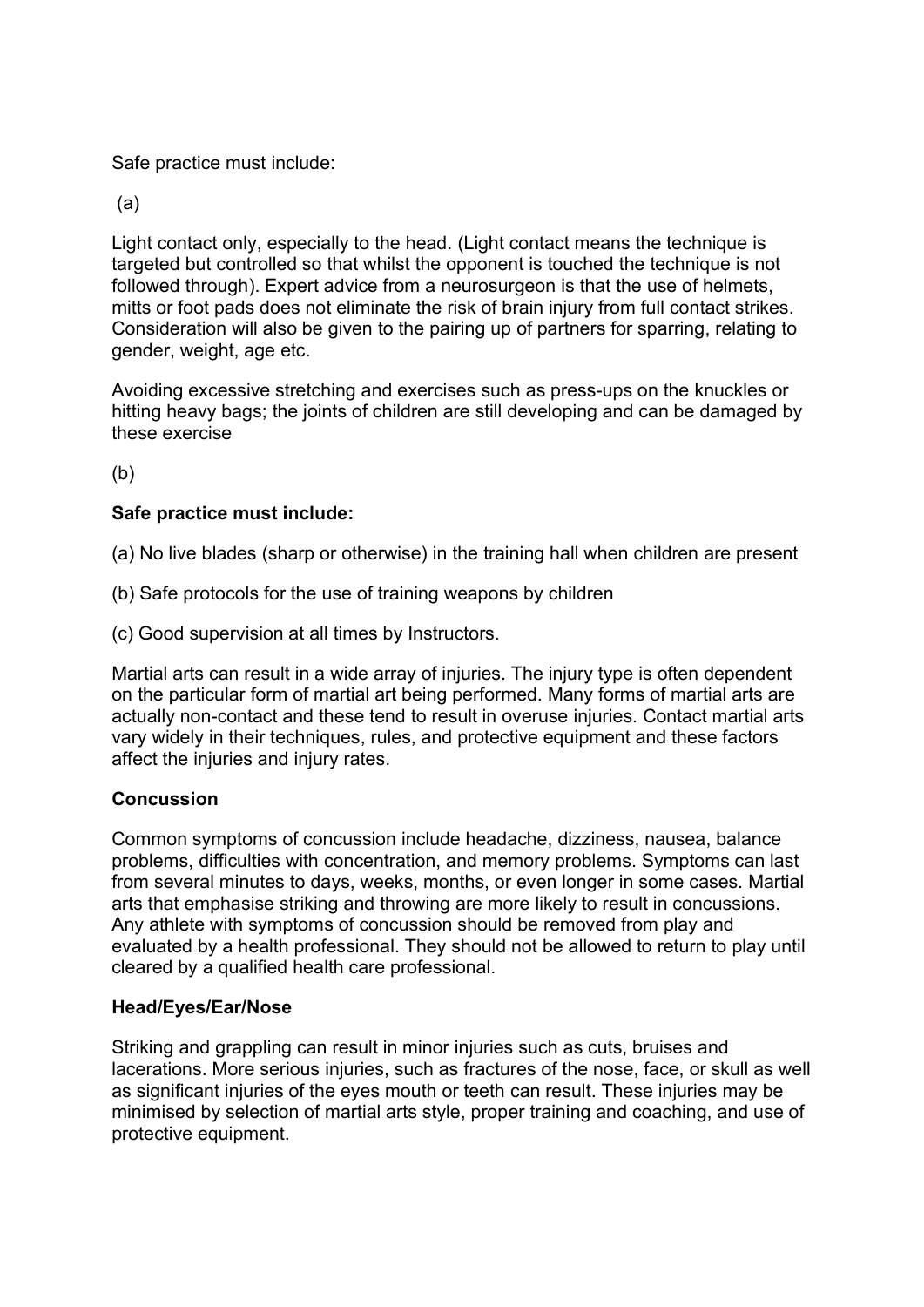Safe practice must include:

(a)

Light contact only, especially to the head. (Light contact means the technique is targeted but controlled so that whilst the opponent is touched the technique is not followed through). Expert advice from a neurosurgeon is that the use of helmets, mitts or foot pads does not eliminate the risk of brain injury from full contact strikes. Consideration will also be given to the pairing up of partners for sparring, relating to gender, weight, age etc.

Avoiding excessive stretching and exercises such as press-ups on the knuckles or hitting heavy bags; the joints of children are still developing and can be damaged by these exercise

(b)

**Safe practice must include:**

(a) No live blades (sharp or otherwise) in the training hall when children are present

(b) Safe protocols for the use of training weapons by children

(c) Good supervision at all times by Instructors.

Martial arts can result in a wide array of injuries. The injury type is often dependent on the particular form of martial art being performed. Many forms of martial arts are actually non-contact and these tend to result in overuse injuries. Contact martial arts vary widely in their techniques, rules, and protective equipment and these factors affect the injuries and injury rates.

**Concussion**

Common symptoms of concussion include headache, dizziness, nausea, balance problems, difficulties with concentration, and memory problems. Symptoms can last from several minutes to days, weeks, months, or even longer in some cases. Martial arts that emphasise striking and throwing are more likely to result in concussions. Any athlete with symptoms of concussion should be removed from play and evaluated by a health professional. They should not be allowed to return to play until cleared by a qualified health care professional.

**Head/Eyes/Ear/Nose**

Striking and grappling can result in minor injuries such as cuts, bruises and lacerations. More serious injuries, such as fractures of the nose, face, or skull as well as significant injuries of the eyes mouth or teeth can result. These injuries may be minimised by selection of martial arts style, proper training and coaching, and use of protective equipment.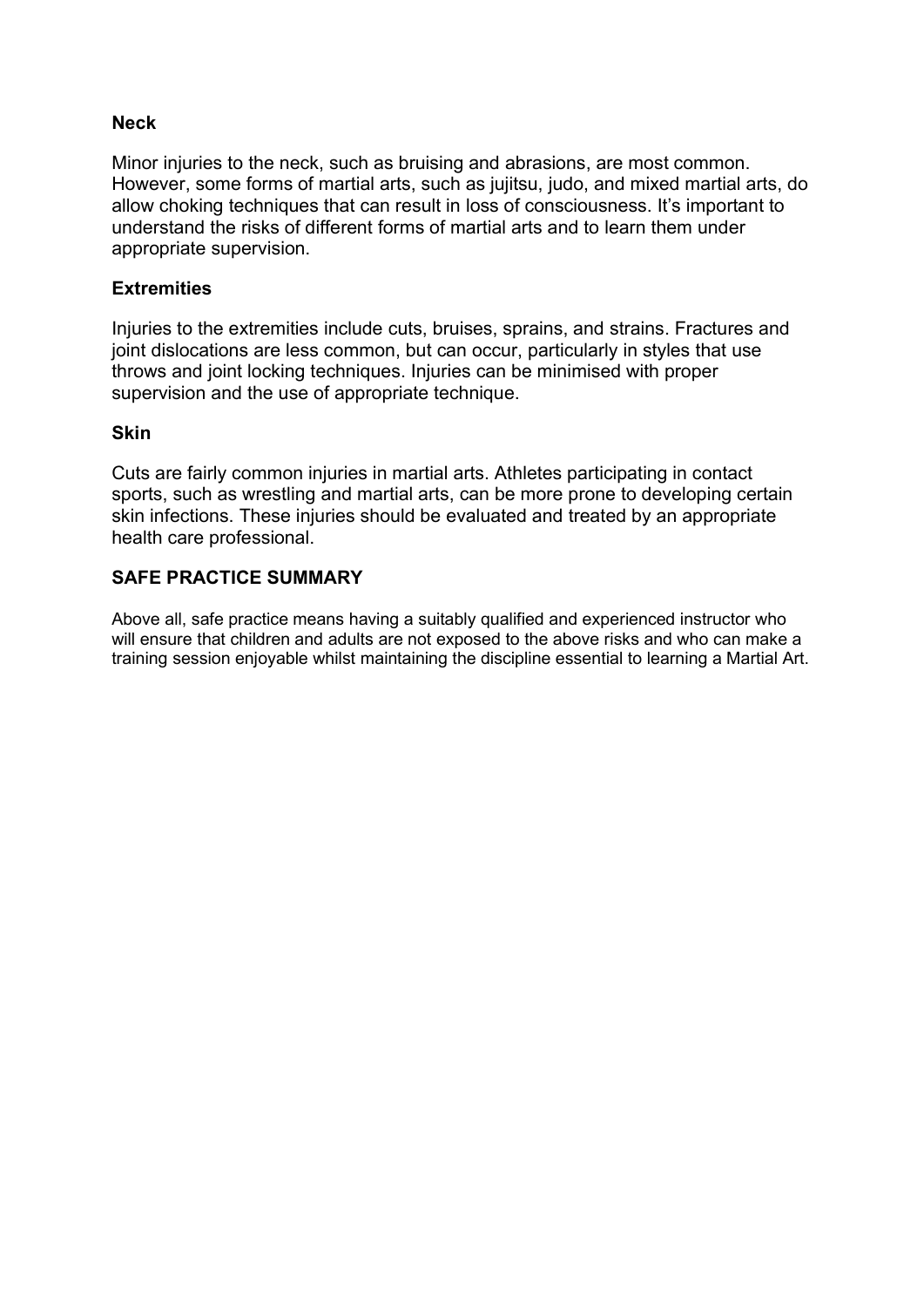### Neck

Minor injuries to the neck, such as bruising and abrasions, are most common. However, some forms of martial arts, such as jujitsu, judo, and mixed martial arts, do allow choking techniques that can result in loss of consciousness. It's important to understand the risks of different forms of martial arts and to learn them under appropriate supervision.

### Extremities

Injuries to the extremities include cuts, bruises, sprains, and strains. Fractures and joint dislocations are less common, but can occur, particularly in styles that use throws and joint locking techniques. Injuries can be minimised with proper supervision and the use of appropriate technique.

### Skin

Cuts are fairly common injuries in martial arts. Athletes participating in contact sports, such as wrestling and martial arts, can be more prone to developing certain skin infections. These injuries should be evaluated and treated by an appropriate health care professional.

## SAFE PRACTICE SUMMARY

Above all, safe practice means having a suitably qualified and experienced instructor who will ensure that children and adults are not exposed to the above risks and who can make a training session enjoyable whilst maintaining the discipline essential to learning a Martial Art.